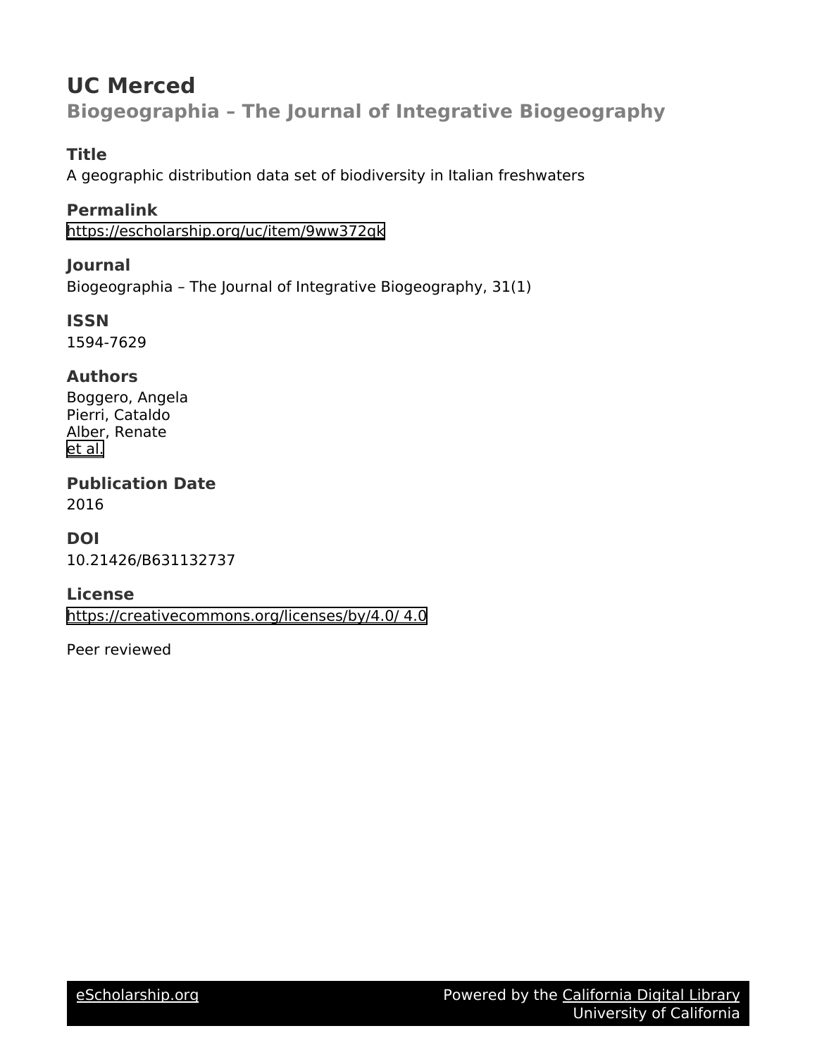# UC Merced

## Biogeographia – The Journal of Integrative Biogeography

### Title

A geographic distribution data set of biodiversity in Italian freshwaters

### Permalink

https://escholarship.org/uc/item/9ww372gk

### Journal

Biogeographia – The Journal of Integrative Biogeography, 31(1)

### ISSN

1594-7629

### Authors

Boggero, Angela
Pierri, Cataldo
Alber, Renate
et al.

### Publication Date

2016

### DOI

10.21426/B631132737

### License

https://creativecommons.org/licenses/by/4.0/ 4.0

Peer reviewed

eScholarship.org Powered by the California Digital Library University of California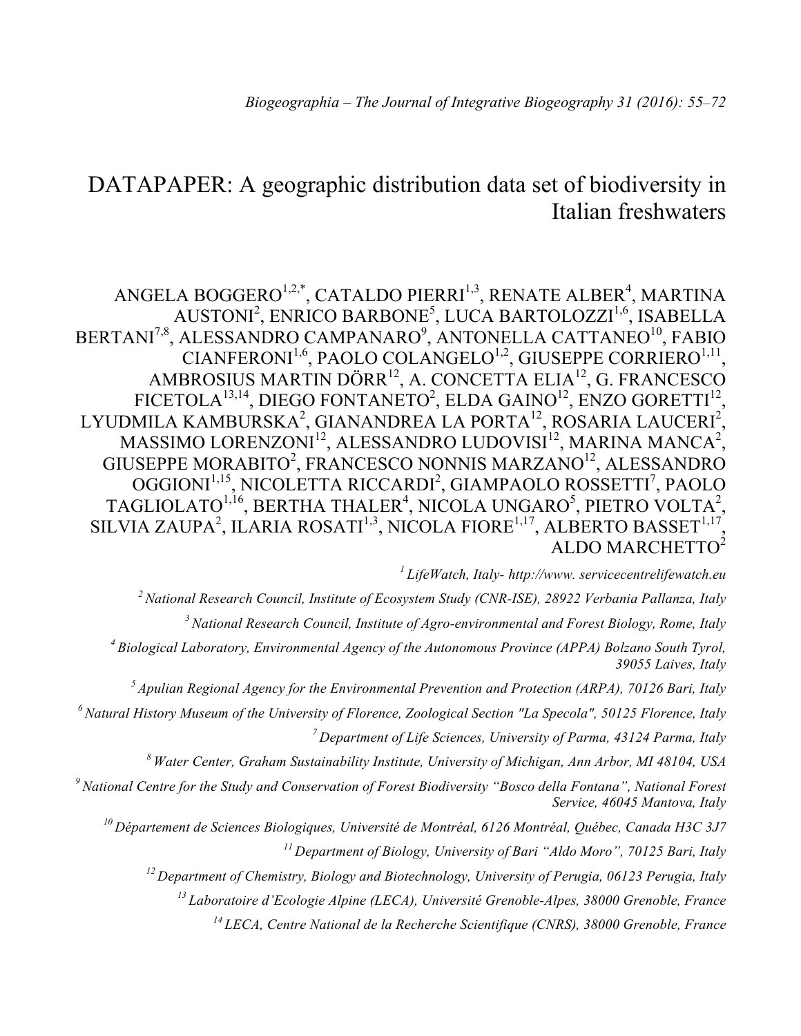# DATAPAPER: A geographic distribution data set of biodiversity in Italian freshwaters

ANGELA BOGGERO[1,2,*], CATALDO PIERRI[1,3], RENATE ALBER[4], MARTINA AUSTONI[2], ENRICO BARBONE[5], LUCA BARTOLOZZI[1,6], ISABELLA BERTANI[7,8], ALESSANDRO CAMPANARO[9], ANTONELLA CATTANEO[10], FABIO CIANFERONI[1,6], PAOLO COLANGELO[1,2], GIUSEPPE CORRIERO[1,11], AMBROSIUS MARTIN DÖRR[12], A. CONCETTA ELIA[12], G. FRANCESCO FICETOLA[13,14], DIEGO FONTANETO[2], ELDA GAINO[12], ENZO GORETTI[12], LYUDMILA KAMBURSKA[2], GIANANDREA LA PORTA[12], ROSARIA LAUCERI[2], MASSIMO LORENZONI[12], ALESSANDRO LUDOVISI[12], MARINA MANCA[2], GIUSEPPE MORABITO[2], FRANCESCO NONNIS MARZANO[12], ALESSANDRO OGGIONI[1,15], NICOLETTA RICCARDI[2], GIAMPAOLO ROSSETTI[7], PAOLO TAGLIOLATO[1,16], BERTHA THALER[4], NICOLA UNGARO[5], PIETRO VOLTA[2], SILVIA ZAUPA[2], ILARIA ROSATI[1,3], NICOLA FIORE[1,17], ALBERTO BASSET[1,17], ALDO MARCHETTO[2]

*[1] LifeWatch, Italy- http://www. servicecentrelifewatch.eu*

*[2] National Research Council, Institute of Ecosystem Study (CNR-ISE), 28922 Verbania Pallanza, Italy*

*[3] National Research Council, Institute of Agro-environmental and Forest Biology, Rome, Italy*

*[4] Biological Laboratory, Environmental Agency of the Autonomous Province (APPA) Bolzano South Tyrol, 39055 Laives, Italy*

*[5] Apulian Regional Agency for the Environmental Prevention and Protection (ARPA), 70126 Bari, Italy*

*[6] Natural History Museum of the University of Florence, Zoological Section "La Specola", 50125 Florence, Italy*

*[7] Department of Life Sciences, University of Parma, 43124 Parma, Italy*

*[8] Water Center, Graham Sustainability Institute, University of Michigan, Ann Arbor, MI 48104, USA*

*[9] National Centre for the Study and Conservation of Forest Biodiversity "Bosco della Fontana", National Forest Service, 46045 Mantova, Italy*

*[10] Département de Sciences Biologiques, Université de Montréal, 6126 Montréal, Québec, Canada H3C 3J7*

*[11] Department of Biology, University of Bari "Aldo Moro", 70125 Bari, Italy*

*[12] Department of Chemistry, Biology and Biotechnology, University of Perugia, 06123 Perugia, Italy*

*[13] Laboratoire d'Ecologie Alpine (LECA), Université Grenoble-Alpes, 38000 Grenoble, France*

*[14] LECA, Centre National de la Recherche Scientifique (CNRS), 38000 Grenoble, France*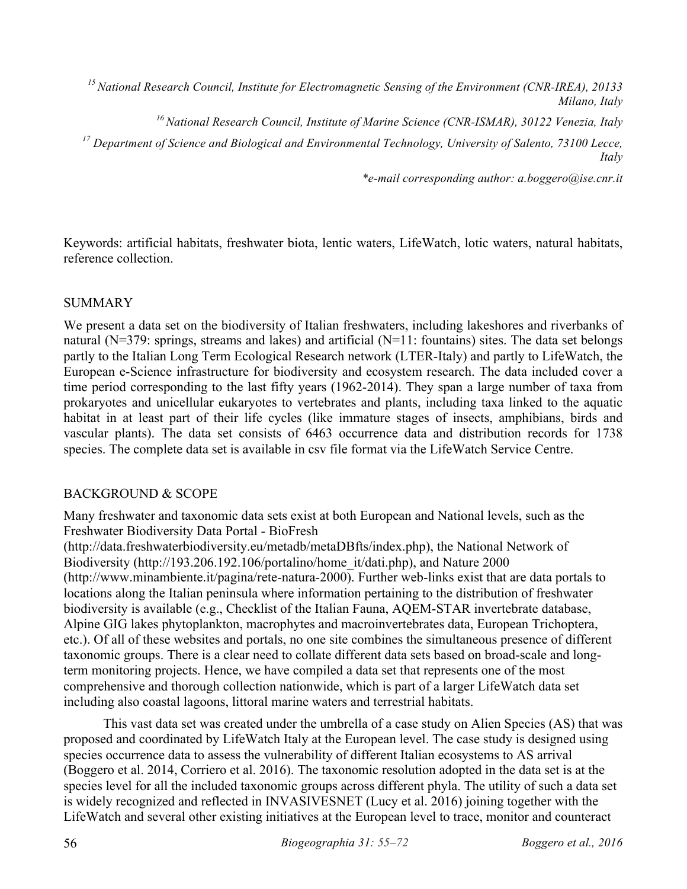[15] National Research Council, Institute for Electromagnetic Sensing of the Environment (CNR-IREA), 20133 Milano, Italy

[16] National Research Council, Institute of Marine Science (CNR-ISMAR), 30122 Venezia, Italy

[17] Department of Science and Biological and Environmental Technology, University of Salento, 73100 Lecce, Italy

*\*e-mail corresponding author: a.boggero@ise.cnr.it*

Keywords: artificial habitats, freshwater biota, lentic waters, LifeWatch, lotic waters, natural habitats, reference collection.

## SUMMARY

We present a data set on the biodiversity of Italian freshwaters, including lakeshores and riverbanks of natural (N=379: springs, streams and lakes) and artificial (N=11: fountains) sites. The data set belongs partly to the Italian Long Term Ecological Research network (LTER-Italy) and partly to LifeWatch, the European e-Science infrastructure for biodiversity and ecosystem research. The data included cover a time period corresponding to the last fifty years (1962-2014). They span a large number of taxa from prokaryotes and unicellular eukaryotes to vertebrates and plants, including taxa linked to the aquatic habitat in at least part of their life cycles (like immature stages of insects, amphibians, birds and vascular plants). The data set consists of 6463 occurrence data and distribution records for 1738 species. The complete data set is available in csv file format via the LifeWatch Service Centre.

## BACKGROUND & SCOPE

Many freshwater and taxonomic data sets exist at both European and National levels, such as the Freshwater Biodiversity Data Portal - BioFresh (http://data.freshwaterbiodiversity.eu/metadb/metaDBfts/index.php), the National Network of Biodiversity (http://193.206.192.106/portalino/home_it/dati.php), and Nature 2000 (http://www.minambiente.it/pagina/rete-natura-2000). Further web-links exist that are data portals to locations along the Italian peninsula where information pertaining to the distribution of freshwater biodiversity is available (e.g., Checklist of the Italian Fauna, AQEM-STAR invertebrate database, Alpine GIG lakes phytoplankton, macrophytes and macroinvertebrates data, European Trichoptera, etc.). Of all of these websites and portals, no one site combines the simultaneous presence of different taxonomic groups. There is a clear need to collate different data sets based on broad-scale and long-term monitoring projects. Hence, we have compiled a data set that represents one of the most comprehensive and thorough collection nationwide, which is part of a larger LifeWatch data set including also coastal lagoons, littoral marine waters and terrestrial habitats.

This vast data set was created under the umbrella of a case study on Alien Species (AS) that was proposed and coordinated by LifeWatch Italy at the European level. The case study is designed using species occurrence data to assess the vulnerability of different Italian ecosystems to AS arrival (Boggero et al. 2014, Corriero et al. 2016). The taxonomic resolution adopted in the data set is at the species level for all the included taxonomic groups across different phyla. The utility of such a data set is widely recognized and reflected in INVASIVESNET (Lucy et al. 2016) joining together with the LifeWatch and several other existing initiatives at the European level to trace, monitor and counteract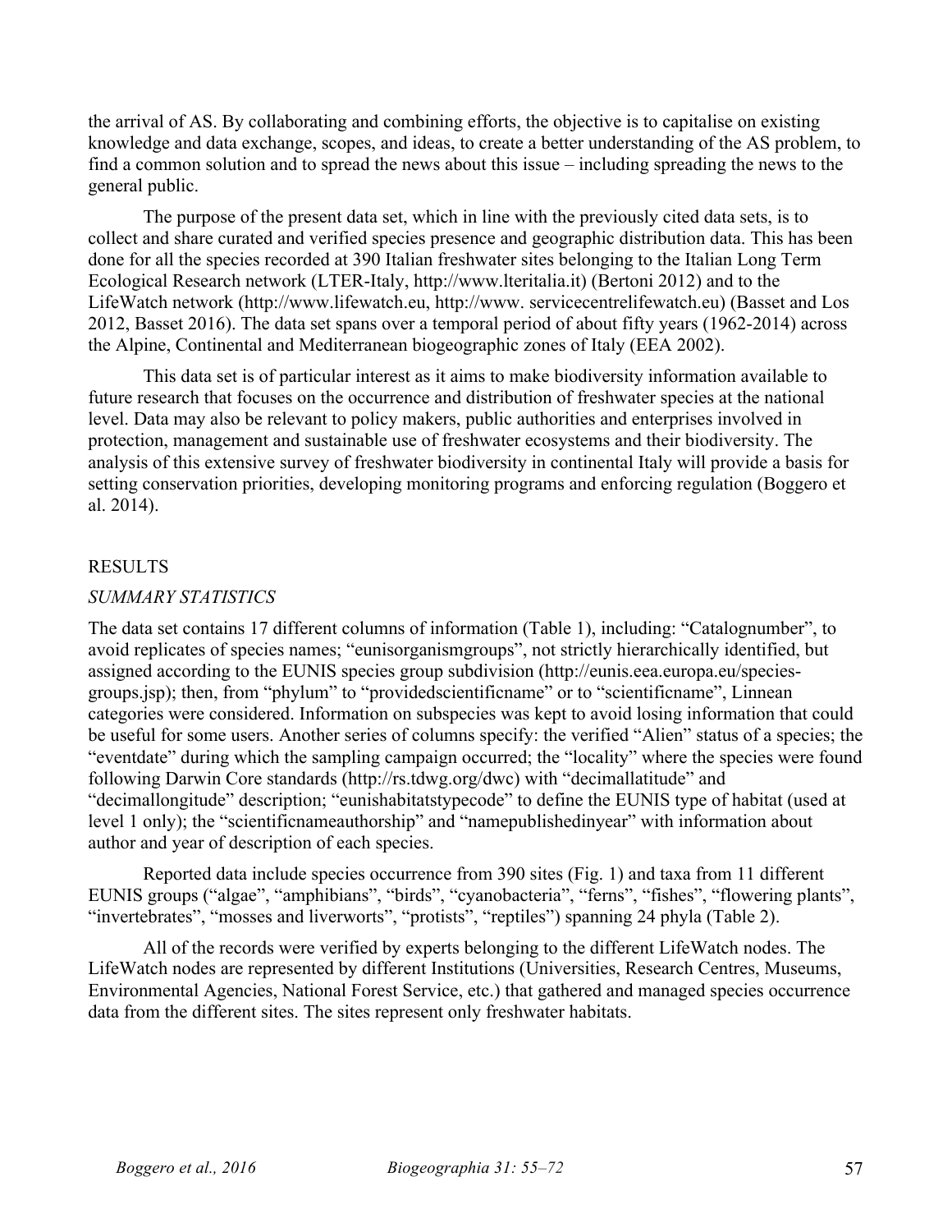the arrival of AS. By collaborating and combining efforts, the objective is to capitalise on existing knowledge and data exchange, scopes, and ideas, to create a better understanding of the AS problem, to find a common solution and to spread the news about this issue – including spreading the news to the general public.

The purpose of the present data set, which in line with the previously cited data sets, is to collect and share curated and verified species presence and geographic distribution data. This has been done for all the species recorded at 390 Italian freshwater sites belonging to the Italian Long Term Ecological Research network (LTER-Italy, http://www.lteritalia.it) (Bertoni 2012) and to the LifeWatch network (http://www.lifewatch.eu, http://www. servicecentrelifewatch.eu) (Basset and Los 2012, Basset 2016). The data set spans over a temporal period of about fifty years (1962-2014) across the Alpine, Continental and Mediterranean biogeographic zones of Italy (EEA 2002).

This data set is of particular interest as it aims to make biodiversity information available to future research that focuses on the occurrence and distribution of freshwater species at the national level. Data may also be relevant to policy makers, public authorities and enterprises involved in protection, management and sustainable use of freshwater ecosystems and their biodiversity. The analysis of this extensive survey of freshwater biodiversity in continental Italy will provide a basis for setting conservation priorities, developing monitoring programs and enforcing regulation (Boggero et al. 2014).

## RESULTS

### *SUMMARY STATISTICS*

The data set contains 17 different columns of information (Table 1), including: "Catalognumber", to avoid replicates of species names; "eunisorganismgroups", not strictly hierarchically identified, but assigned according to the EUNIS species group subdivision (http://eunis.eea.europa.eu/species-groups.jsp); then, from "phylum" to "providedscientificname" or to "scientificname", Linnean categories were considered. Information on subspecies was kept to avoid losing information that could be useful for some users. Another series of columns specify: the verified "Alien" status of a species; the "eventdate" during which the sampling campaign occurred; the "locality" where the species were found following Darwin Core standards (http://rs.tdwg.org/dwc) with "decimallatitude" and "decimallongitude" description; "eunishabitatstypecode" to define the EUNIS type of habitat (used at level 1 only); the "scientificnameauthorship" and "namepublishedinyear" with information about author and year of description of each species.

Reported data include species occurrence from 390 sites (Fig. 1) and taxa from 11 different EUNIS groups ("algae", "amphibians", "birds", "cyanobacteria", "ferns", "fishes", "flowering plants", "invertebrates", "mosses and liverworts", "protists", "reptiles") spanning 24 phyla (Table 2).

All of the records were verified by experts belonging to the different LifeWatch nodes. The LifeWatch nodes are represented by different Institutions (Universities, Research Centres, Museums, Environmental Agencies, National Forest Service, etc.) that gathered and managed species occurrence data from the different sites. The sites represent only freshwater habitats.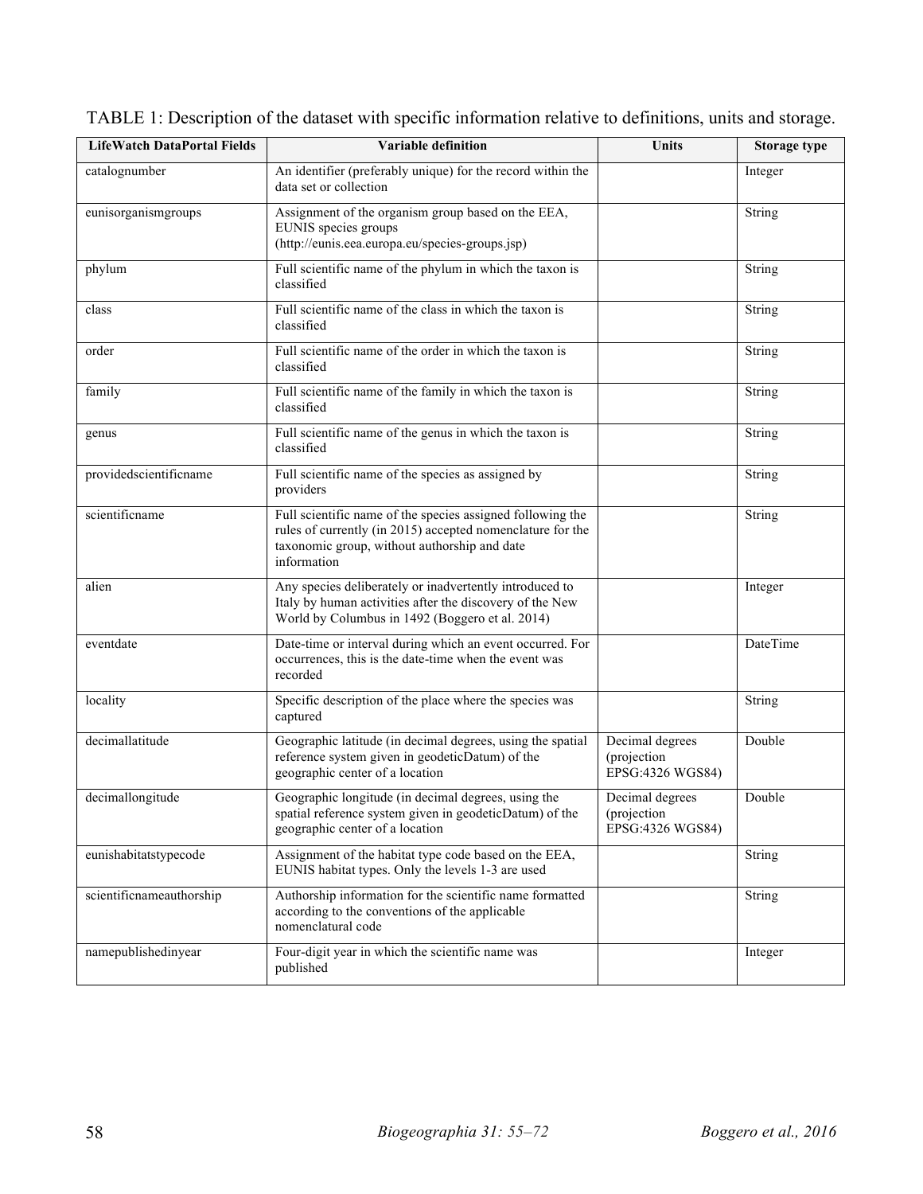TABLE 1: Description of the dataset with specific information relative to definitions, units and storage.

| LifeWatch DataPortal Fields | Variable definition | Units | Storage type |
|---|---|---|---|
| catalognumber | An identifier (preferably unique) for the record within the data set or collection | | Integer |
| eunisorganismgroups | Assignment of the organism group based on the EEA, EUNIS species groups (http://eunis.eea.europa.eu/species-groups.jsp) | | String |
| phylum | Full scientific name of the phylum in which the taxon is classified | | String |
| class | Full scientific name of the class in which the taxon is classified | | String |
| order | Full scientific name of the order in which the taxon is classified | | String |
| family | Full scientific name of the family in which the taxon is classified | | String |
| genus | Full scientific name of the genus in which the taxon is classified | | String |
| providedscientificname | Full scientific name of the species as assigned by providers | | String |
| scientificname | Full scientific name of the species assigned following the rules of currently (in 2015) accepted nomenclature for the taxonomic group, without authorship and date information | | String |
| alien | Any species deliberately or inadvertently introduced to Italy by human activities after the discovery of the New World by Columbus in 1492 (Boggero et al. 2014) | | Integer |
| eventdate | Date-time or interval during which an event occurred. For occurrences, this is the date-time when the event was recorded | | DateTime |
| locality | Specific description of the place where the species was captured | | String |
| decimallatitude | Geographic latitude (in decimal degrees, using the spatial reference system given in geodeticDatum) of the geographic center of a location | Decimal degrees (projection EPSG:4326 WGS84) | Double |
| decimallongitude | Geographic longitude (in decimal degrees, using the spatial reference system given in geodeticDatum) of the geographic center of a location | Decimal degrees (projection EPSG:4326 WGS84) | Double |
| eunishabitatstypecode | Assignment of the habitat type code based on the EEA, EUNIS habitat types. Only the levels 1-3 are used | | String |
| scientificnameauthorship | Authorship information for the scientific name formatted according to the conventions of the applicable nomenclatural code | | String |
| namepublishedinyear | Four-digit year in which the scientific name was published | | Integer |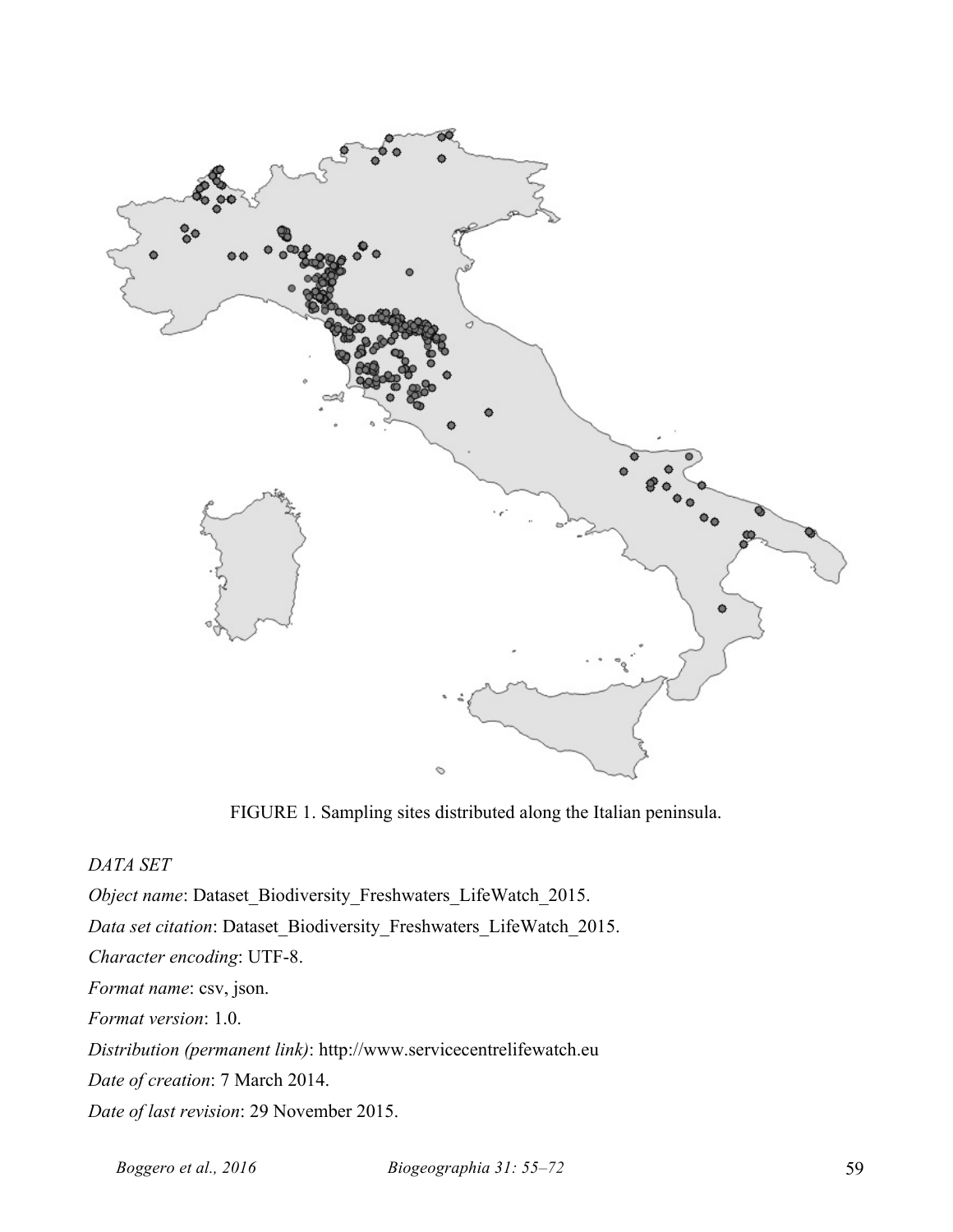FIGURE 1. Sampling sites distributed along the Italian peninsula.

*DATA SET*

*Object name*: Dataset_Biodiversity_Freshwaters_LifeWatch_2015.

*Data set citation*: Dataset_Biodiversity_Freshwaters_LifeWatch_2015.

*Character encoding*: UTF-8.

*Format name*: csv, json.

*Format version*: 1.0.

*Distribution (permanent link)*: http://www.servicecentrelifewatch.eu

*Date of creation*: 7 March 2014.

*Date of last revision*: 29 November 2015.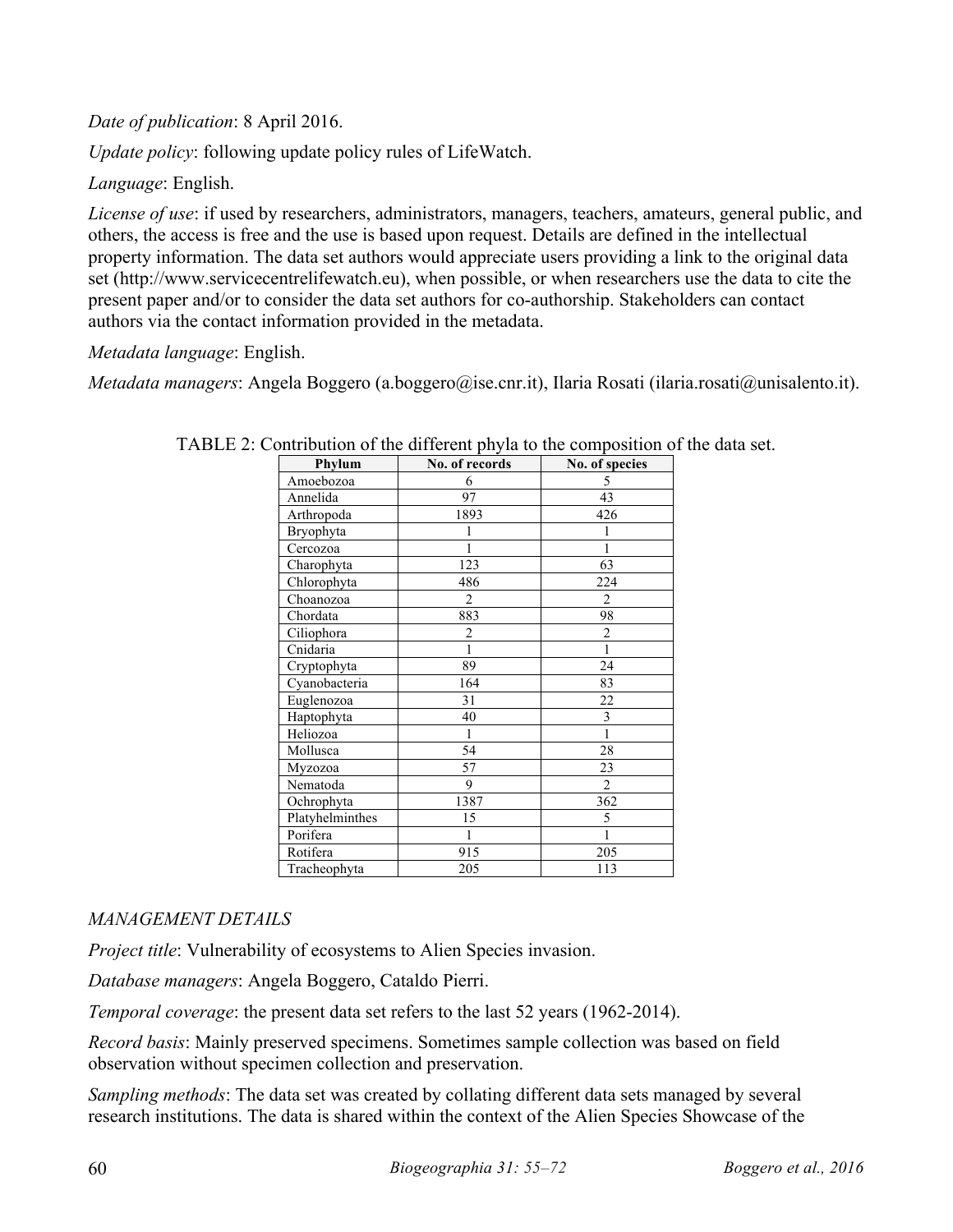*Date of publication*: 8 April 2016.

*Update policy*: following update policy rules of LifeWatch.

*Language*: English.

*License of use*: if used by researchers, administrators, managers, teachers, amateurs, general public, and others, the access is free and the use is based upon request. Details are defined in the intellectual property information. The data set authors would appreciate users providing a link to the original data set (http://www.servicecentrelifewatch.eu), when possible, or when researchers use the data to cite the present paper and/or to consider the data set authors for co-authorship. Stakeholders can contact authors via the contact information provided in the metadata.

*Metadata language*: English.

*Metadata managers*: Angela Boggero (a.boggero@ise.cnr.it), Ilaria Rosati (ilaria.rosati@unisalento.it).

TABLE 2: Contribution of the different phyla to the composition of the data set.

| Phylum | No. of records | No. of species |
|---|---|---|
| Amoebozoa | 6 | 5 |
| Annelida | 97 | 43 |
| Arthropoda | 1893 | 426 |
| Bryophyta | 1 | 1 |
| Cercozoa | 1 | 1 |
| Charophyta | 123 | 63 |
| Chlorophyta | 486 | 224 |
| Choanozoa | 2 | 2 |
| Chordata | 883 | 98 |
| Ciliophora | 2 | 2 |
| Cnidaria | 1 | 1 |
| Cryptophyta | 89 | 24 |
| Cyanobacteria | 164 | 83 |
| Euglenozoa | 31 | 22 |
| Haptophyta | 40 | 3 |
| Heliozoa | 1 | 1 |
| Mollusca | 54 | 28 |
| Myzozoa | 57 | 23 |
| Nematoda | 9 | 2 |
| Ochrophyta | 1387 | 362 |
| Platyhelminthes | 15 | 5 |
| Porifera | 1 | 1 |
| Rotifera | 915 | 205 |
| Tracheophyta | 205 | 113 |

*MANAGEMENT DETAILS*

*Project title*: Vulnerability of ecosystems to Alien Species invasion.

*Database managers*: Angela Boggero, Cataldo Pierri.

*Temporal coverage*: the present data set refers to the last 52 years (1962-2014).

*Record basis*: Mainly preserved specimens. Sometimes sample collection was based on field observation without specimen collection and preservation.

*Sampling methods*: The data set was created by collating different data sets managed by several research institutions. The data is shared within the context of the Alien Species Showcase of the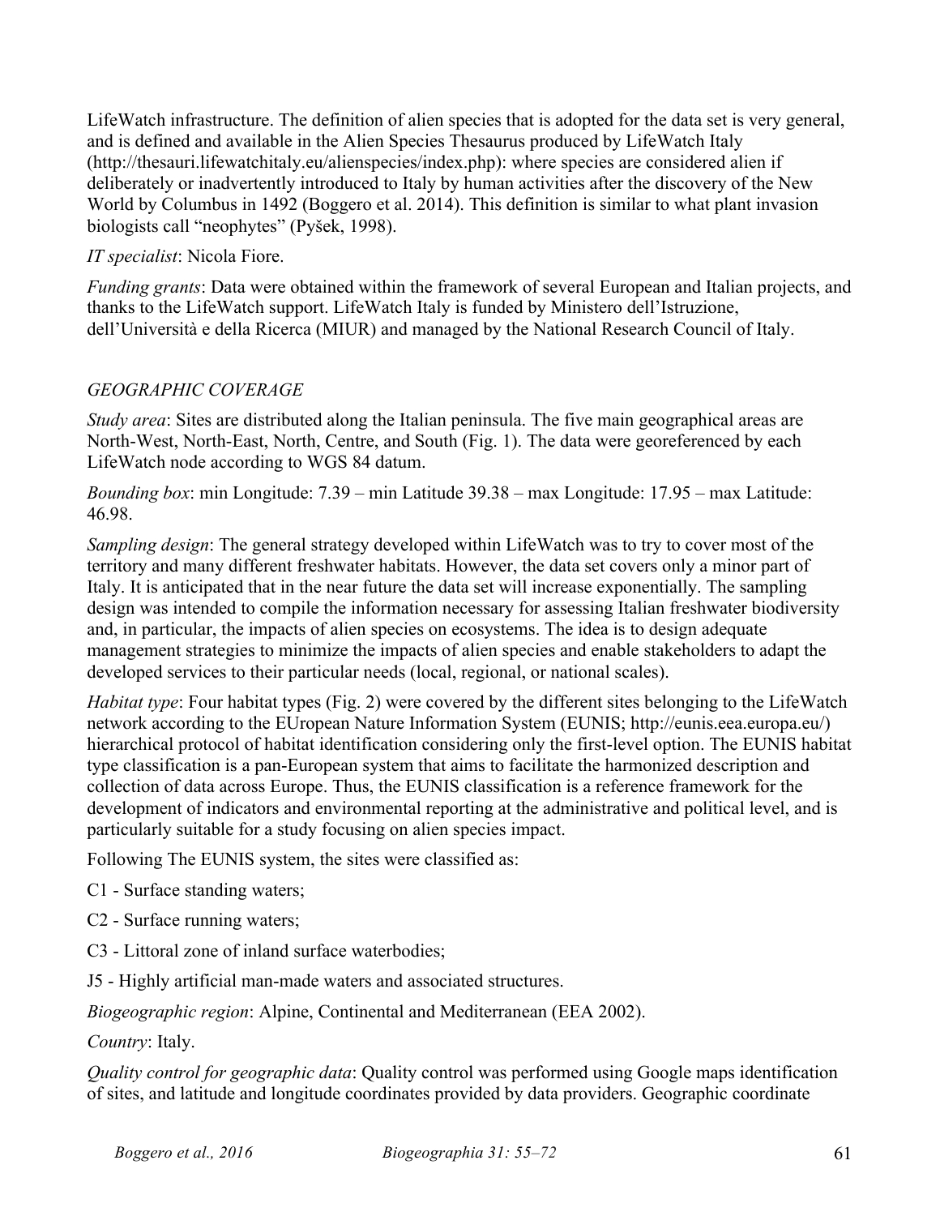LifeWatch infrastructure. The definition of alien species that is adopted for the data set is very general, and is defined and available in the Alien Species Thesaurus produced by LifeWatch Italy (http://thesauri.lifewatchitaly.eu/alienspecies/index.php): where species are considered alien if deliberately or inadvertently introduced to Italy by human activities after the discovery of the New World by Columbus in 1492 (Boggero et al. 2014). This definition is similar to what plant invasion biologists call "neophytes" (Pyšek, 1998).

*IT specialist*: Nicola Fiore.

*Funding grants*: Data were obtained within the framework of several European and Italian projects, and thanks to the LifeWatch support. LifeWatch Italy is funded by Ministero dell'Istruzione, dell'Università e della Ricerca (MIUR) and managed by the National Research Council of Italy.

*GEOGRAPHIC COVERAGE*

*Study area*: Sites are distributed along the Italian peninsula. The five main geographical areas are North-West, North-East, North, Centre, and South (Fig. 1). The data were georeferenced by each LifeWatch node according to WGS 84 datum.

*Bounding box*: min Longitude: 7.39 – min Latitude 39.38 – max Longitude: 17.95 – max Latitude: 46.98.

*Sampling design*: The general strategy developed within LifeWatch was to try to cover most of the territory and many different freshwater habitats. However, the data set covers only a minor part of Italy. It is anticipated that in the near future the data set will increase exponentially. The sampling design was intended to compile the information necessary for assessing Italian freshwater biodiversity and, in particular, the impacts of alien species on ecosystems. The idea is to design adequate management strategies to minimize the impacts of alien species and enable stakeholders to adapt the developed services to their particular needs (local, regional, or national scales).

*Habitat type*: Four habitat types (Fig. 2) were covered by the different sites belonging to the LifeWatch network according to the EUropean Nature Information System (EUNIS; http://eunis.eea.europa.eu/) hierarchical protocol of habitat identification considering only the first-level option. The EUNIS habitat type classification is a pan-European system that aims to facilitate the harmonized description and collection of data across Europe. Thus, the EUNIS classification is a reference framework for the development of indicators and environmental reporting at the administrative and political level, and is particularly suitable for a study focusing on alien species impact.

Following The EUNIS system, the sites were classified as:

C1 - Surface standing waters;

C2 - Surface running waters;

C3 - Littoral zone of inland surface waterbodies;

J5 - Highly artificial man-made waters and associated structures.

*Biogeographic region*: Alpine, Continental and Mediterranean (EEA 2002).

*Country*: Italy.

*Quality control for geographic data*: Quality control was performed using Google maps identification of sites, and latitude and longitude coordinates provided by data providers. Geographic coordinate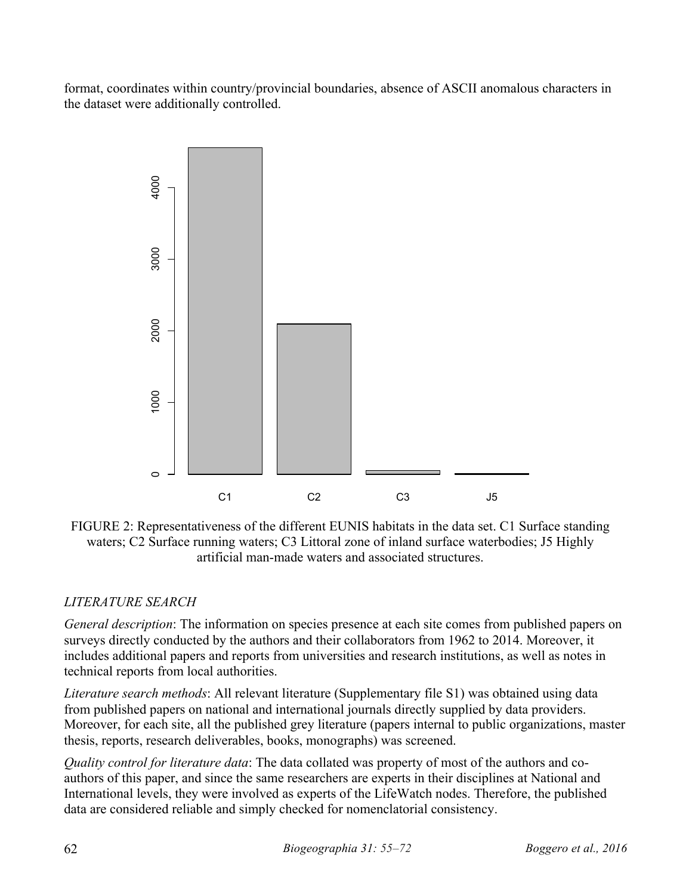format, coordinates within country/provincial boundaries, absence of ASCII anomalous characters in the dataset were additionally controlled.

FIGURE 2: Representativeness of the different EUNIS habitats in the data set. C1 Surface standing waters; C2 Surface running waters; C3 Littoral zone of inland surface waterbodies; J5 Highly artificial man-made waters and associated structures.

*LITERATURE SEARCH*

*General description*: The information on species presence at each site comes from published papers on surveys directly conducted by the authors and their collaborators from 1962 to 2014. Moreover, it includes additional papers and reports from universities and research institutions, as well as notes in technical reports from local authorities.

*Literature search methods*: All relevant literature (Supplementary file S1) was obtained using data from published papers on national and international journals directly supplied by data providers. Moreover, for each site, all the published grey literature (papers internal to public organizations, master thesis, reports, research deliverables, books, monographs) was screened.

*Quality control for literature data*: The data collated was property of most of the authors and co-authors of this paper, and since the same researchers are experts in their disciplines at National and International levels, they were involved as experts of the LifeWatch nodes. Therefore, the published data are considered reliable and simply checked for nomenclatorial consistency.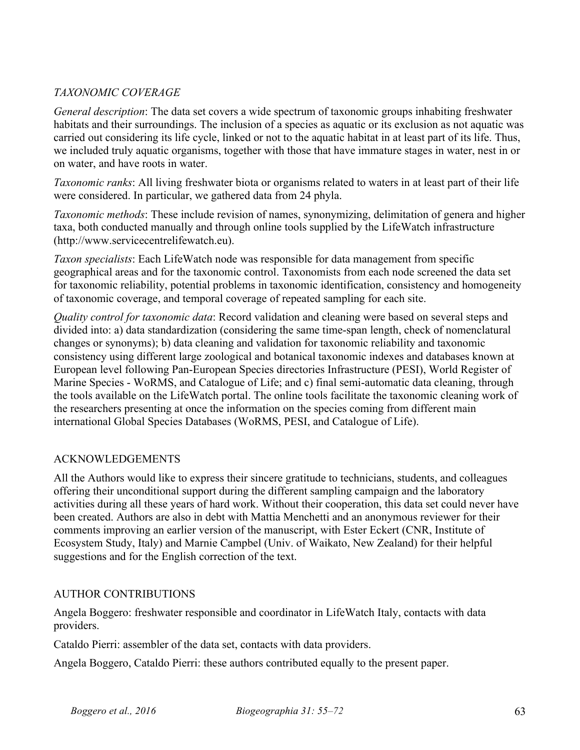*TAXONOMIC COVERAGE*

*General description*: The data set covers a wide spectrum of taxonomic groups inhabiting freshwater habitats and their surroundings. The inclusion of a species as aquatic or its exclusion as not aquatic was carried out considering its life cycle, linked or not to the aquatic habitat in at least part of its life. Thus, we included truly aquatic organisms, together with those that have immature stages in water, nest in or on water, and have roots in water.

*Taxonomic ranks*: All living freshwater biota or organisms related to waters in at least part of their life were considered. In particular, we gathered data from 24 phyla.

*Taxonomic methods*: These include revision of names, synonymizing, delimitation of genera and higher taxa, both conducted manually and through online tools supplied by the LifeWatch infrastructure (http://www.servicecentrelifewatch.eu).

*Taxon specialists*: Each LifeWatch node was responsible for data management from specific geographical areas and for the taxonomic control. Taxonomists from each node screened the data set for taxonomic reliability, potential problems in taxonomic identification, consistency and homogeneity of taxonomic coverage, and temporal coverage of repeated sampling for each site.

*Quality control for taxonomic data*: Record validation and cleaning were based on several steps and divided into: a) data standardization (considering the same time-span length, check of nomenclatural changes or synonyms); b) data cleaning and validation for taxonomic reliability and taxonomic consistency using different large zoological and botanical taxonomic indexes and databases known at European level following Pan-European Species directories Infrastructure (PESI), World Register of Marine Species - WoRMS, and Catalogue of Life; and c) final semi-automatic data cleaning, through the tools available on the LifeWatch portal. The online tools facilitate the taxonomic cleaning work of the researchers presenting at once the information on the species coming from different main international Global Species Databases (WoRMS, PESI, and Catalogue of Life).

## ACKNOWLEDGEMENTS

All the Authors would like to express their sincere gratitude to technicians, students, and colleagues offering their unconditional support during the different sampling campaign and the laboratory activities during all these years of hard work. Without their cooperation, this data set could never have been created. Authors are also in debt with Mattia Menchetti and an anonymous reviewer for their comments improving an earlier version of the manuscript, with Ester Eckert (CNR, Institute of Ecosystem Study, Italy) and Marnie Campbel (Univ. of Waikato, New Zealand) for their helpful suggestions and for the English correction of the text.

## AUTHOR CONTRIBUTIONS

Angela Boggero: freshwater responsible and coordinator in LifeWatch Italy, contacts with data providers.

Cataldo Pierri: assembler of the data set, contacts with data providers.

Angela Boggero, Cataldo Pierri: these authors contributed equally to the present paper.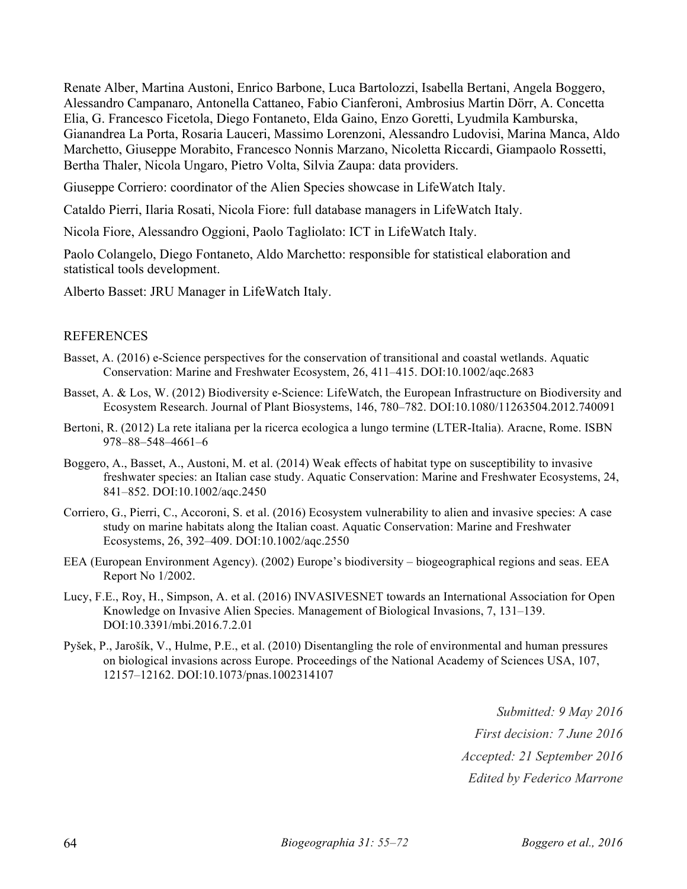Renate Alber, Martina Austoni, Enrico Barbone, Luca Bartolozzi, Isabella Bertani, Angela Boggero, Alessandro Campanaro, Antonella Cattaneo, Fabio Cianferoni, Ambrosius Martin Dörr, A. Concetta Elia, G. Francesco Ficetola, Diego Fontaneto, Elda Gaino, Enzo Goretti, Lyudmila Kamburska, Gianandrea La Porta, Rosaria Lauceri, Massimo Lorenzoni, Alessandro Ludovisi, Marina Manca, Aldo Marchetto, Giuseppe Morabito, Francesco Nonnis Marzano, Nicoletta Riccardi, Giampaolo Rossetti, Bertha Thaler, Nicola Ungaro, Pietro Volta, Silvia Zaupa: data providers.

Giuseppe Corriero: coordinator of the Alien Species showcase in LifeWatch Italy.

Cataldo Pierri, Ilaria Rosati, Nicola Fiore: full database managers in LifeWatch Italy.

Nicola Fiore, Alessandro Oggioni, Paolo Tagliolato: ICT in LifeWatch Italy.

Paolo Colangelo, Diego Fontaneto, Aldo Marchetto: responsible for statistical elaboration and statistical tools development.

Alberto Basset: JRU Manager in LifeWatch Italy.

## REFERENCES

Basset, A. (2016) e-Science perspectives for the conservation of transitional and coastal wetlands. Aquatic Conservation: Marine and Freshwater Ecosystem, 26, 411–415. DOI:10.1002/aqc.2683

Basset, A. & Los, W. (2012) Biodiversity e-Science: LifeWatch, the European Infrastructure on Biodiversity and Ecosystem Research. Journal of Plant Biosystems, 146, 780–782. DOI:10.1080/11263504.2012.740091

Bertoni, R. (2012) La rete italiana per la ricerca ecologica a lungo termine (LTER-Italia). Aracne, Rome. ISBN 978–88–548–4661–6

Boggero, A., Basset, A., Austoni, M. et al. (2014) Weak effects of habitat type on susceptibility to invasive freshwater species: an Italian case study. Aquatic Conservation: Marine and Freshwater Ecosystems, 24, 841–852. DOI:10.1002/aqc.2450

Corriero, G., Pierri, C., Accoroni, S. et al. (2016) Ecosystem vulnerability to alien and invasive species: A case study on marine habitats along the Italian coast. Aquatic Conservation: Marine and Freshwater Ecosystems, 26, 392–409. DOI:10.1002/aqc.2550

EEA (European Environment Agency). (2002) Europe's biodiversity – biogeographical regions and seas. EEA Report No 1/2002.

Lucy, F.E., Roy, H., Simpson, A. et al. (2016) INVASIVESNET towards an International Association for Open Knowledge on Invasive Alien Species. Management of Biological Invasions, 7, 131–139. DOI:10.3391/mbi.2016.7.2.01

Pyšek, P., Jarošík, V., Hulme, P.E., et al. (2010) Disentangling the role of environmental and human pressures on biological invasions across Europe. Proceedings of the National Academy of Sciences USA, 107, 12157–12162. DOI:10.1073/pnas.1002314107

*Submitted: 9 May 2016*

*First decision: 7 June 2016*

*Accepted: 21 September 2016*

*Edited by Federico Marrone*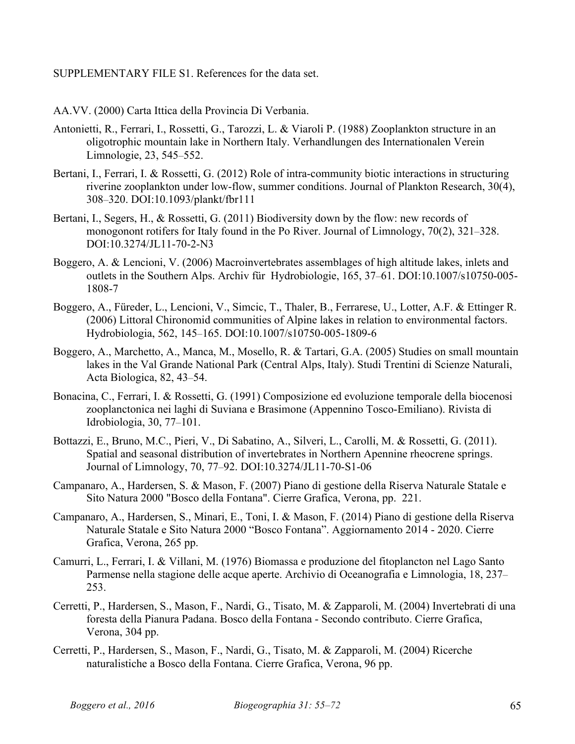SUPPLEMENTARY FILE S1. References for the data set.

AA.VV. (2000) Carta Ittica della Provincia Di Verbania.

Antonietti, R., Ferrari, I., Rossetti, G., Tarozzi, L. & Viaroli P. (1988) Zooplankton structure in an oligotrophic mountain lake in Northern Italy. Verhandlungen des Internationalen Verein Limnologie, 23, 545–552.

Bertani, I., Ferrari, I. & Rossetti, G. (2012) Role of intra-community biotic interactions in structuring riverine zooplankton under low-flow, summer conditions. Journal of Plankton Research, 30(4), 308–320. DOI:10.1093/plankt/fbr111

Bertani, I., Segers, H., & Rossetti, G. (2011) Biodiversity down by the flow: new records of monogonont rotifers for Italy found in the Po River. Journal of Limnology, 70(2), 321–328. DOI:10.3274/JL11-70-2-N3

Boggero, A. & Lencioni, V. (2006) Macroinvertebrates assemblages of high altitude lakes, inlets and outlets in the Southern Alps. Archiv für Hydrobiologie, 165, 37–61. DOI:10.1007/s10750-005-1808-7

Boggero, A., Füreder, L., Lencioni, V., Simcic, T., Thaler, B., Ferrarese, U., Lotter, A.F. & Ettinger R. (2006) Littoral Chironomid communities of Alpine lakes in relation to environmental factors. Hydrobiologia, 562, 145–165. DOI:10.1007/s10750-005-1809-6

Boggero, A., Marchetto, A., Manca, M., Mosello, R. & Tartari, G.A. (2005) Studies on small mountain lakes in the Val Grande National Park (Central Alps, Italy). Studi Trentini di Scienze Naturali, Acta Biologica, 82, 43–54.

Bonacina, C., Ferrari, I. & Rossetti, G. (1991) Composizione ed evoluzione temporale della biocenosi zooplanctonica nei laghi di Suviana e Brasimone (Appennino Tosco-Emiliano). Rivista di Idrobiologia, 30, 77–101.

Bottazzi, E., Bruno, M.C., Pieri, V., Di Sabatino, A., Silveri, L., Carolli, M. & Rossetti, G. (2011). Spatial and seasonal distribution of invertebrates in Northern Apennine rheocrene springs. Journal of Limnology, 70, 77–92. DOI:10.3274/JL11-70-S1-06

Campanaro, A., Hardersen, S. & Mason, F. (2007) Piano di gestione della Riserva Naturale Statale e Sito Natura 2000 "Bosco della Fontana". Cierre Grafica, Verona, pp. 221.

Campanaro, A., Hardersen, S., Minari, E., Toni, I. & Mason, F. (2014) Piano di gestione della Riserva Naturale Statale e Sito Natura 2000 "Bosco Fontana". Aggiornamento 2014 - 2020. Cierre Grafica, Verona, 265 pp.

Camurri, L., Ferrari, I. & Villani, M. (1976) Biomassa e produzione del fitoplancton nel Lago Santo Parmense nella stagione delle acque aperte. Archivio di Oceanografia e Limnologia, 18, 237–253.

Cerretti, P., Hardersen, S., Mason, F., Nardi, G., Tisato, M. & Zapparoli, M. (2004) Invertebrati di una foresta della Pianura Padana. Bosco della Fontana - Secondo contributo. Cierre Grafica, Verona, 304 pp.

Cerretti, P., Hardersen, S., Mason, F., Nardi, G., Tisato, M. & Zapparoli, M. (2004) Ricerche naturalistiche a Bosco della Fontana. Cierre Grafica, Verona, 96 pp.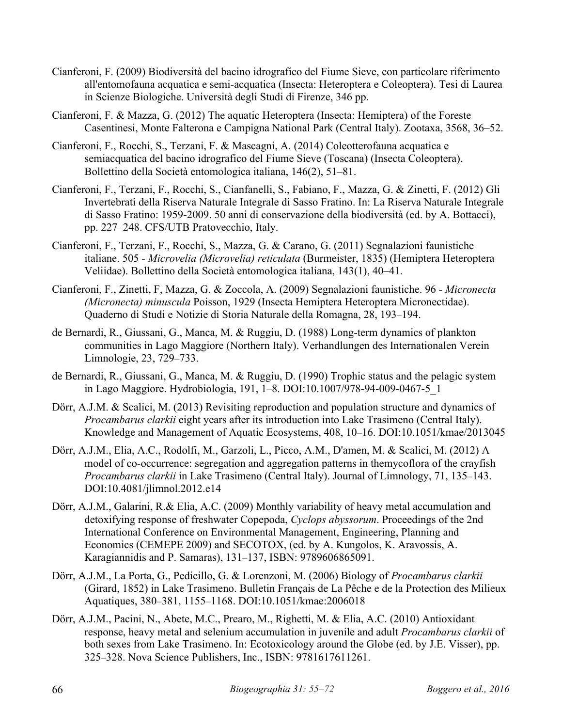Cianferoni, F. (2009) Biodiversità del bacino idrografico del Fiume Sieve, con particolare riferimento all'entomofauna acquatica e semi-acquatica (Insecta: Heteroptera e Coleoptera). Tesi di Laurea in Scienze Biologiche. Università degli Studi di Firenze, 346 pp.

Cianferoni, F. & Mazza, G. (2012) The aquatic Heteroptera (Insecta: Hemiptera) of the Foreste Casentinesi, Monte Falterona e Campigna National Park (Central Italy). Zootaxa, 3568, 36–52.

Cianferoni, F., Rocchi, S., Terzani, F. & Mascagni, A. (2014) Coleotterofauna acquatica e semiacquatica del bacino idrografico del Fiume Sieve (Toscana) (Insecta Coleoptera). Bollettino della Società entomologica italiana, 146(2), 51–81.

Cianferoni, F., Terzani, F., Rocchi, S., Cianfanelli, S., Fabiano, F., Mazza, G. & Zinetti, F. (2012) Gli Invertebrati della Riserva Naturale Integrale di Sasso Fratino. In: La Riserva Naturale Integrale di Sasso Fratino: 1959-2009. 50 anni di conservazione della biodiversità (ed. by A. Bottacci), pp. 227–248. CFS/UTB Pratovecchio, Italy.

Cianferoni, F., Terzani, F., Rocchi, S., Mazza, G. & Carano, G. (2011) Segnalazioni faunistiche italiane. 505 - *Microvelia (Microvelia) reticulata* (Burmeister, 1835) (Hemiptera Heteroptera Veliidae). Bollettino della Società entomologica italiana, 143(1), 40–41.

Cianferoni, F., Zinetti, F, Mazza, G. & Zoccola, A. (2009) Segnalazioni faunistiche. 96 - *Micronecta (Micronecta) minuscula* Poisson, 1929 (Insecta Hemiptera Heteroptera Micronectidae). Quaderno di Studi e Notizie di Storia Naturale della Romagna, 28, 193–194.

de Bernardi, R., Giussani, G., Manca, M. & Ruggiu, D. (1988) Long-term dynamics of plankton communities in Lago Maggiore (Northern Italy). Verhandlungen des Internationalen Verein Limnologie, 23, 729–733.

de Bernardi, R., Giussani, G., Manca, M. & Ruggiu, D. (1990) Trophic status and the pelagic system in Lago Maggiore. Hydrobiologia, 191, 1–8. DOI:10.1007/978-94-009-0467-5_1

Dörr, A.J.M. & Scalici, M. (2013) Revisiting reproduction and population structure and dynamics of *Procambarus clarkii* eight years after its introduction into Lake Trasimeno (Central Italy). Knowledge and Management of Aquatic Ecosystems, 408, 10–16. DOI:10.1051/kmae/2013045

Dörr, A.J.M., Elia, A.C., Rodolfi, M., Garzoli, L., Picco, A.M., D'amen, M. & Scalici, M. (2012) A model of co-occurrence: segregation and aggregation patterns in themycoflora of the crayfish *Procambarus clarkii* in Lake Trasimeno (Central Italy). Journal of Limnology, 71, 135–143. DOI:10.4081/jlimnol.2012.e14

Dörr, A.J.M., Galarini, R.& Elia, A.C. (2009) Monthly variability of heavy metal accumulation and detoxifying response of freshwater Copepoda, *Cyclops abyssorum*. Proceedings of the 2nd International Conference on Environmental Management, Engineering, Planning and Economics (CEMEPE 2009) and SECOTOX, (ed. by A. Kungolos, K. Aravossis, A. Karagiannidis and P. Samaras), 131–137, ISBN: 9789606865091.

Dörr, A.J.M., La Porta, G., Pedicillo, G. & Lorenzoni, M. (2006) Biology of *Procambarus clarkii* (Girard, 1852) in Lake Trasimeno. Bulletin Français de La Pêche e de la Protection des Milieux Aquatiques, 380–381, 1155–1168. DOI:10.1051/kmae:2006018

Dörr, A.J.M., Pacini, N., Abete, M.C., Prearo, M., Righetti, M. & Elia, A.C. (2010) Antioxidant response, heavy metal and selenium accumulation in juvenile and adult *Procambarus clarkii* of both sexes from Lake Trasimeno. In: Ecotoxicology around the Globe (ed. by J.E. Visser), pp. 325–328. Nova Science Publishers, Inc., ISBN: 9781617611261.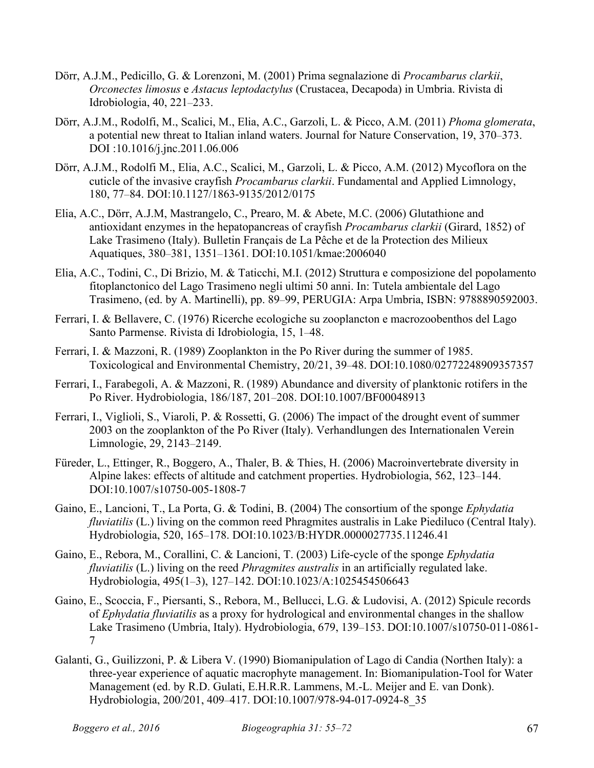Dörr, A.J.M., Pedicillo, G. & Lorenzoni, M. (2001) Prima segnalazione di *Procambarus clarkii*, *Orconectes limosus* e *Astacus leptodactylus* (Crustacea, Decapoda) in Umbria. Rivista di Idrobiologia, 40, 221–233.

Dörr, A.J.M., Rodolfi, M., Scalici, M., Elia, A.C., Garzoli, L. & Picco, A.M. (2011) *Phoma glomerata*, a potential new threat to Italian inland waters. Journal for Nature Conservation, 19, 370–373. DOI :10.1016/j.jnc.2011.06.006

Dörr, A.J.M., Rodolfi M., Elia, A.C., Scalici, M., Garzoli, L. & Picco, A.M. (2012) Mycoflora on the cuticle of the invasive crayfish *Procambarus clarkii*. Fundamental and Applied Limnology, 180, 77–84. DOI:10.1127/1863-9135/2012/0175

Elia, A.C., Dörr, A.J.M, Mastrangelo, C., Prearo, M. & Abete, M.C. (2006) Glutathione and antioxidant enzymes in the hepatopancreas of crayfish *Procambarus clarkii* (Girard, 1852) of Lake Trasimeno (Italy). Bulletin Français de La Pêche et de la Protection des Milieux Aquatiques, 380–381, 1351–1361. DOI:10.1051/kmae:2006040

Elia, A.C., Todini, C., Di Brizio, M. & Taticchi, M.I. (2012) Struttura e composizione del popolamento fitoplanctonico del Lago Trasimeno negli ultimi 50 anni. In: Tutela ambientale del Lago Trasimeno, (ed. by A. Martinelli), pp. 89–99, PERUGIA: Arpa Umbria, ISBN: 9788890592003.

Ferrari, I. & Bellavere, C. (1976) Ricerche ecologiche su zooplancton e macrozoobenthos del Lago Santo Parmense. Rivista di Idrobiologia, 15, 1–48.

Ferrari, I. & Mazzoni, R. (1989) Zooplankton in the Po River during the summer of 1985. Toxicological and Environmental Chemistry, 20/21, 39–48. DOI:10.1080/02772248909357357

Ferrari, I., Farabegoli, A. & Mazzoni, R. (1989) Abundance and diversity of planktonic rotifers in the Po River. Hydrobiologia, 186/187, 201–208. DOI:10.1007/BF00048913

Ferrari, I., Viglioli, S., Viaroli, P. & Rossetti, G. (2006) The impact of the drought event of summer 2003 on the zooplankton of the Po River (Italy). Verhandlungen des Internationalen Verein Limnologie, 29, 2143–2149.

Füreder, L., Ettinger, R., Boggero, A., Thaler, B. & Thies, H. (2006) Macroinvertebrate diversity in Alpine lakes: effects of altitude and catchment properties. Hydrobiologia, 562, 123–144. DOI:10.1007/s10750-005-1808-7

Gaino, E., Lancioni, T., La Porta, G. & Todini, B. (2004) The consortium of the sponge *Ephydatia fluviatilis* (L.) living on the common reed Phragmites australis in Lake Piediluco (Central Italy). Hydrobiologia, 520, 165–178. DOI:10.1023/B:HYDR.0000027735.11246.41

Gaino, E., Rebora, M., Corallini, C. & Lancioni, T. (2003) Life-cycle of the sponge *Ephydatia fluviatilis* (L.) living on the reed *Phragmites australis* in an artificially regulated lake. Hydrobiologia, 495(1–3), 127–142. DOI:10.1023/A:1025454506643

Gaino, E., Scoccia, F., Piersanti, S., Rebora, M., Bellucci, L.G. & Ludovisi, A. (2012) Spicule records of *Ephydatia fluviatilis* as a proxy for hydrological and environmental changes in the shallow Lake Trasimeno (Umbria, Italy). Hydrobiologia, 679, 139–153. DOI:10.1007/s10750-011-0861-7

Galanti, G., Guilizzoni, P. & Libera V. (1990) Biomanipulation of Lago di Candia (Northen Italy): a three-year experience of aquatic macrophyte management. In: Biomanipulation-Tool for Water Management (ed. by R.D. Gulati, E.H.R.R. Lammens, M.-L. Meijer and E. van Donk). Hydrobiologia, 200/201, 409–417. DOI:10.1007/978-94-017-0924-8_35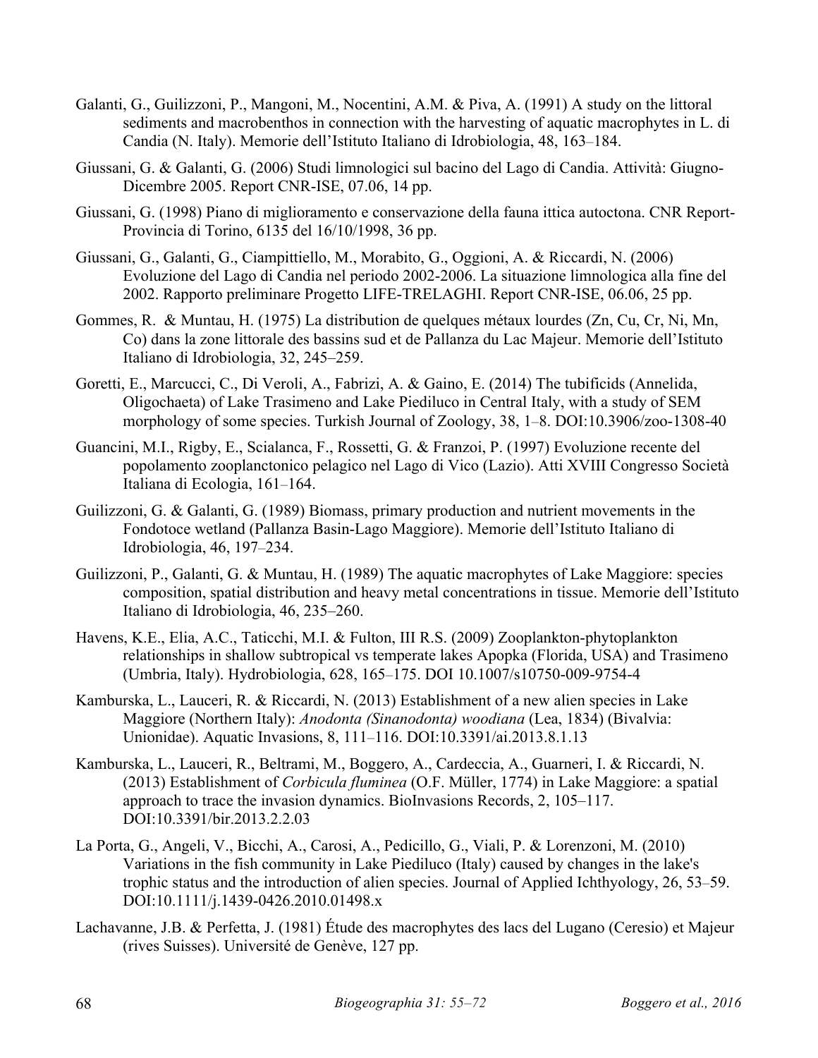Galanti, G., Guilizzoni, P., Mangoni, M., Nocentini, A.M. & Piva, A. (1991) A study on the littoral sediments and macrobenthos in connection with the harvesting of aquatic macrophytes in L. di Candia (N. Italy). Memorie dell'Istituto Italiano di Idrobiologia, 48, 163–184.

Giussani, G. & Galanti, G. (2006) Studi limnologici sul bacino del Lago di Candia. Attività: Giugno-Dicembre 2005. Report CNR-ISE, 07.06, 14 pp.

Giussani, G. (1998) Piano di miglioramento e conservazione della fauna ittica autoctona. CNR Report-Provincia di Torino, 6135 del 16/10/1998, 36 pp.

Giussani, G., Galanti, G., Ciampittiello, M., Morabito, G., Oggioni, A. & Riccardi, N. (2006) Evoluzione del Lago di Candia nel periodo 2002-2006. La situazione limnologica alla fine del 2002. Rapporto preliminare Progetto LIFE-TRELAGHI. Report CNR-ISE, 06.06, 25 pp.

Gommes, R. & Muntau, H. (1975) La distribution de quelques métaux lourdes (Zn, Cu, Cr, Ni, Mn, Co) dans la zone littorale des bassins sud et de Pallanza du Lac Majeur. Memorie dell'Istituto Italiano di Idrobiologia, 32, 245–259.

Goretti, E., Marcucci, C., Di Veroli, A., Fabrizi, A. & Gaino, E. (2014) The tubificids (Annelida, Oligochaeta) of Lake Trasimeno and Lake Piediluco in Central Italy, with a study of SEM morphology of some species. Turkish Journal of Zoology, 38, 1–8. DOI:10.3906/zoo-1308-40

Guancini, M.I., Rigby, E., Scialanca, F., Rossetti, G. & Franzoi, P. (1997) Evoluzione recente del popolamento zooplanctonico pelagico nel Lago di Vico (Lazio). Atti XVIII Congresso Società Italiana di Ecologia, 161–164.

Guilizzoni, G. & Galanti, G. (1989) Biomass, primary production and nutrient movements in the Fondotoce wetland (Pallanza Basin-Lago Maggiore). Memorie dell'Istituto Italiano di Idrobiologia, 46, 197–234.

Guilizzoni, P., Galanti, G. & Muntau, H. (1989) The aquatic macrophytes of Lake Maggiore: species composition, spatial distribution and heavy metal concentrations in tissue. Memorie dell'Istituto Italiano di Idrobiologia, 46, 235–260.

Havens, K.E., Elia, A.C., Taticchi, M.I. & Fulton, III R.S. (2009) Zooplankton-phytoplankton relationships in shallow subtropical vs temperate lakes Apopka (Florida, USA) and Trasimeno (Umbria, Italy). Hydrobiologia, 628, 165–175. DOI 10.1007/s10750-009-9754-4

Kamburska, L., Lauceri, R. & Riccardi, N. (2013) Establishment of a new alien species in Lake Maggiore (Northern Italy): *Anodonta (Sinanodonta) woodiana* (Lea, 1834) (Bivalvia: Unionidae). Aquatic Invasions, 8, 111–116. DOI:10.3391/ai.2013.8.1.13

Kamburska, L., Lauceri, R., Beltrami, M., Boggero, A., Cardeccia, A., Guarneri, I. & Riccardi, N. (2013) Establishment of *Corbicula fluminea* (O.F. Müller, 1774) in Lake Maggiore: a spatial approach to trace the invasion dynamics. BioInvasions Records, 2, 105–117. DOI:10.3391/bir.2013.2.2.03

La Porta, G., Angeli, V., Bicchi, A., Carosi, A., Pedicillo, G., Viali, P. & Lorenzoni, M. (2010) Variations in the fish community in Lake Piediluco (Italy) caused by changes in the lake's trophic status and the introduction of alien species. Journal of Applied Ichthyology, 26, 53–59. DOI:10.1111/j.1439-0426.2010.01498.x

Lachavanne, J.B. & Perfetta, J. (1981) Étude des macrophytes des lacs del Lugano (Ceresio) et Majeur (rives Suisses). Université de Genève, 127 pp.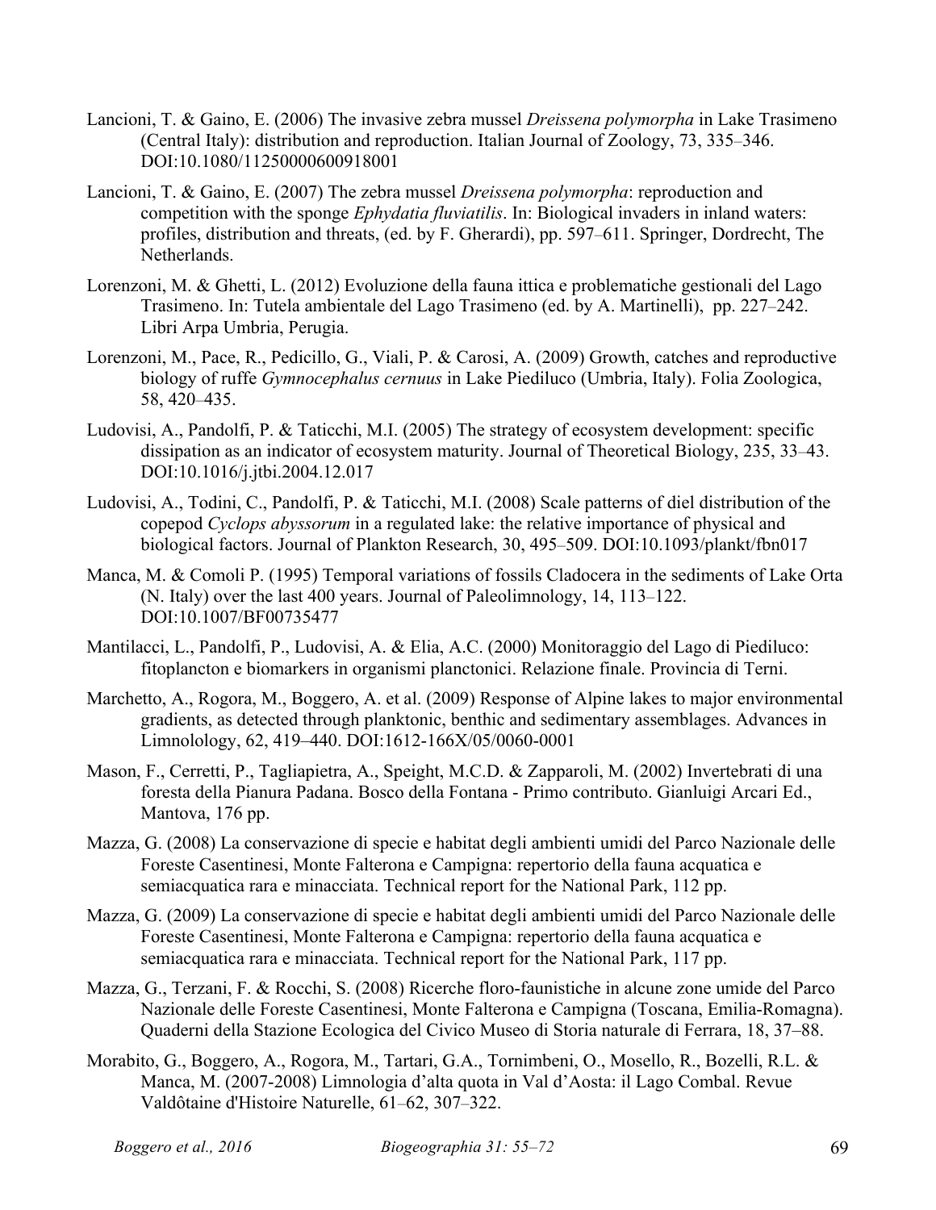Lancioni, T. & Gaino, E. (2006) The invasive zebra mussel *Dreissena polymorpha* in Lake Trasimeno (Central Italy): distribution and reproduction. Italian Journal of Zoology, 73, 335–346. DOI:10.1080/11250000600918001

Lancioni, T. & Gaino, E. (2007) The zebra mussel *Dreissena polymorpha*: reproduction and competition with the sponge *Ephydatia fluviatilis*. In: Biological invaders in inland waters: profiles, distribution and threats, (ed. by F. Gherardi), pp. 597–611. Springer, Dordrecht, The Netherlands.

Lorenzoni, M. & Ghetti, L. (2012) Evoluzione della fauna ittica e problematiche gestionali del Lago Trasimeno. In: Tutela ambientale del Lago Trasimeno (ed. by A. Martinelli), pp. 227–242. Libri Arpa Umbria, Perugia.

Lorenzoni, M., Pace, R., Pedicillo, G., Viali, P. & Carosi, A. (2009) Growth, catches and reproductive biology of ruffe *Gymnocephalus cernuus* in Lake Piediluco (Umbria, Italy). Folia Zoologica, 58, 420–435.

Ludovisi, A., Pandolfi, P. & Taticchi, M.I. (2005) The strategy of ecosystem development: specific dissipation as an indicator of ecosystem maturity. Journal of Theoretical Biology, 235, 33–43. DOI:10.1016/j.jtbi.2004.12.017

Ludovisi, A., Todini, C., Pandolfi, P. & Taticchi, M.I. (2008) Scale patterns of diel distribution of the copepod *Cyclops abyssorum* in a regulated lake: the relative importance of physical and biological factors. Journal of Plankton Research, 30, 495–509. DOI:10.1093/plankt/fbn017

Manca, M. & Comoli P. (1995) Temporal variations of fossils Cladocera in the sediments of Lake Orta (N. Italy) over the last 400 years. Journal of Paleolimnology, 14, 113–122. DOI:10.1007/BF00735477

Mantilacci, L., Pandolfi, P., Ludovisi, A. & Elia, A.C. (2000) Monitoraggio del Lago di Piediluco: fitoplancton e biomarkers in organismi planctonici. Relazione finale. Provincia di Terni.

Marchetto, A., Rogora, M., Boggero, A. et al. (2009) Response of Alpine lakes to major environmental gradients, as detected through planktonic, benthic and sedimentary assemblages. Advances in Limnolology, 62, 419–440. DOI:1612-166X/05/0060-0001

Mason, F., Cerretti, P., Tagliapietra, A., Speight, M.C.D. & Zapparoli, M. (2002) Invertebrati di una foresta della Pianura Padana. Bosco della Fontana - Primo contributo. Gianluigi Arcari Ed., Mantova, 176 pp.

Mazza, G. (2008) La conservazione di specie e habitat degli ambienti umidi del Parco Nazionale delle Foreste Casentinesi, Monte Falterona e Campigna: repertorio della fauna acquatica e semiacquatica rara e minacciata. Technical report for the National Park, 112 pp.

Mazza, G. (2009) La conservazione di specie e habitat degli ambienti umidi del Parco Nazionale delle Foreste Casentinesi, Monte Falterona e Campigna: repertorio della fauna acquatica e semiacquatica rara e minacciata. Technical report for the National Park, 117 pp.

Mazza, G., Terzani, F. & Rocchi, S. (2008) Ricerche floro-faunistiche in alcune zone umide del Parco Nazionale delle Foreste Casentinesi, Monte Falterona e Campigna (Toscana, Emilia-Romagna). Quaderni della Stazione Ecologica del Civico Museo di Storia naturale di Ferrara, 18, 37–88.

Morabito, G., Boggero, A., Rogora, M., Tartari, G.A., Tornimbeni, O., Mosello, R., Bozelli, R.L. & Manca, M. (2007-2008) Limnologia d'alta quota in Val d'Aosta: il Lago Combal. Revue Valdôtaine d'Histoire Naturelle, 61–62, 307–322.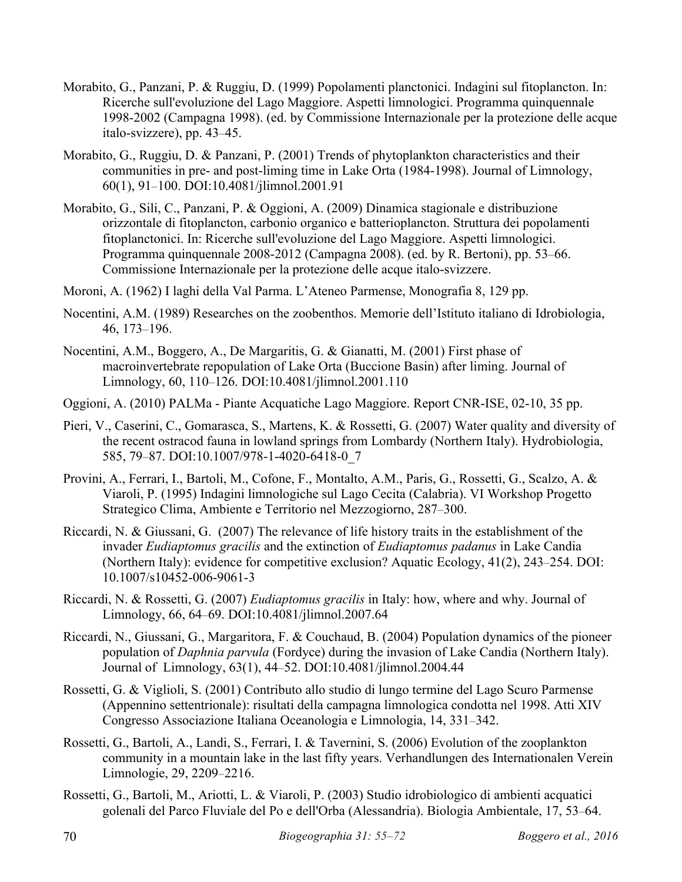Morabito, G., Panzani, P. & Ruggiu, D. (1999) Popolamenti planctonici. Indagini sul fitoplancton. In: Ricerche sull'evoluzione del Lago Maggiore. Aspetti limnologici. Programma quinquennale 1998-2002 (Campagna 1998). (ed. by Commissione Internazionale per la protezione delle acque italo-svizzere), pp. 43–45.

Morabito, G., Ruggiu, D. & Panzani, P. (2001) Trends of phytoplankton characteristics and their communities in pre- and post-liming time in Lake Orta (1984-1998). Journal of Limnology, 60(1), 91–100. DOI:10.4081/jlimnol.2001.91

Morabito, G., Sili, C., Panzani, P. & Oggioni, A. (2009) Dinamica stagionale e distribuzione orizzontale di fitoplancton, carbonio organico e batterioplancton. Struttura dei popolamenti fitoplanctonici. In: Ricerche sull'evoluzione del Lago Maggiore. Aspetti limnologici. Programma quinquennale 2008-2012 (Campagna 2008). (ed. by R. Bertoni), pp. 53–66. Commissione Internazionale per la protezione delle acque italo-svizzere.

Moroni, A. (1962) I laghi della Val Parma. L'Ateneo Parmense, Monografia 8, 129 pp.

Nocentini, A.M. (1989) Researches on the zoobenthos. Memorie dell'Istituto italiano di Idrobiologia, 46, 173–196.

Nocentini, A.M., Boggero, A., De Margaritis, G. & Gianatti, M. (2001) First phase of macroinvertebrate repopulation of Lake Orta (Buccione Basin) after liming. Journal of Limnology, 60, 110–126. DOI:10.4081/jlimnol.2001.110

Oggioni, A. (2010) PALMa - Piante Acquatiche Lago Maggiore. Report CNR-ISE, 02-10, 35 pp.

Pieri, V., Caserini, C., Gomarasca, S., Martens, K. & Rossetti, G. (2007) Water quality and diversity of the recent ostracod fauna in lowland springs from Lombardy (Northern Italy). Hydrobiologia, 585, 79–87. DOI:10.1007/978-1-4020-6418-0_7

Provini, A., Ferrari, I., Bartoli, M., Cofone, F., Montalto, A.M., Paris, G., Rossetti, G., Scalzo, A. & Viaroli, P. (1995) Indagini limnologiche sul Lago Cecita (Calabria). VI Workshop Progetto Strategico Clima, Ambiente e Territorio nel Mezzogiorno, 287–300.

Riccardi, N. & Giussani, G. (2007) The relevance of life history traits in the establishment of the invader *Eudiaptomus gracilis* and the extinction of *Eudiaptomus padanus* in Lake Candia (Northern Italy): evidence for competitive exclusion? Aquatic Ecology, 41(2), 243–254. DOI: 10.1007/s10452-006-9061-3

Riccardi, N. & Rossetti, G. (2007) *Eudiaptomus gracilis* in Italy: how, where and why. Journal of Limnology, 66, 64–69. DOI:10.4081/jlimnol.2007.64

Riccardi, N., Giussani, G., Margaritora, F. & Couchaud, B. (2004) Population dynamics of the pioneer population of *Daphnia parvula* (Fordyce) during the invasion of Lake Candia (Northern Italy). Journal of Limnology, 63(1), 44–52. DOI:10.4081/jlimnol.2004.44

Rossetti, G. & Viglioli, S. (2001) Contributo allo studio di lungo termine del Lago Scuro Parmense (Appennino settentrionale): risultati della campagna limnologica condotta nel 1998. Atti XIV Congresso Associazione Italiana Oceanologia e Limnologia, 14, 331–342.

Rossetti, G., Bartoli, A., Landi, S., Ferrari, I. & Tavernini, S. (2006) Evolution of the zooplankton community in a mountain lake in the last fifty years. Verhandlungen des Internationalen Verein Limnologie, 29, 2209–2216.

Rossetti, G., Bartoli, M., Ariotti, L. & Viaroli, P. (2003) Studio idrobiologico di ambienti acquatici golenali del Parco Fluviale del Po e dell'Orba (Alessandria). Biologia Ambientale, 17, 53–64.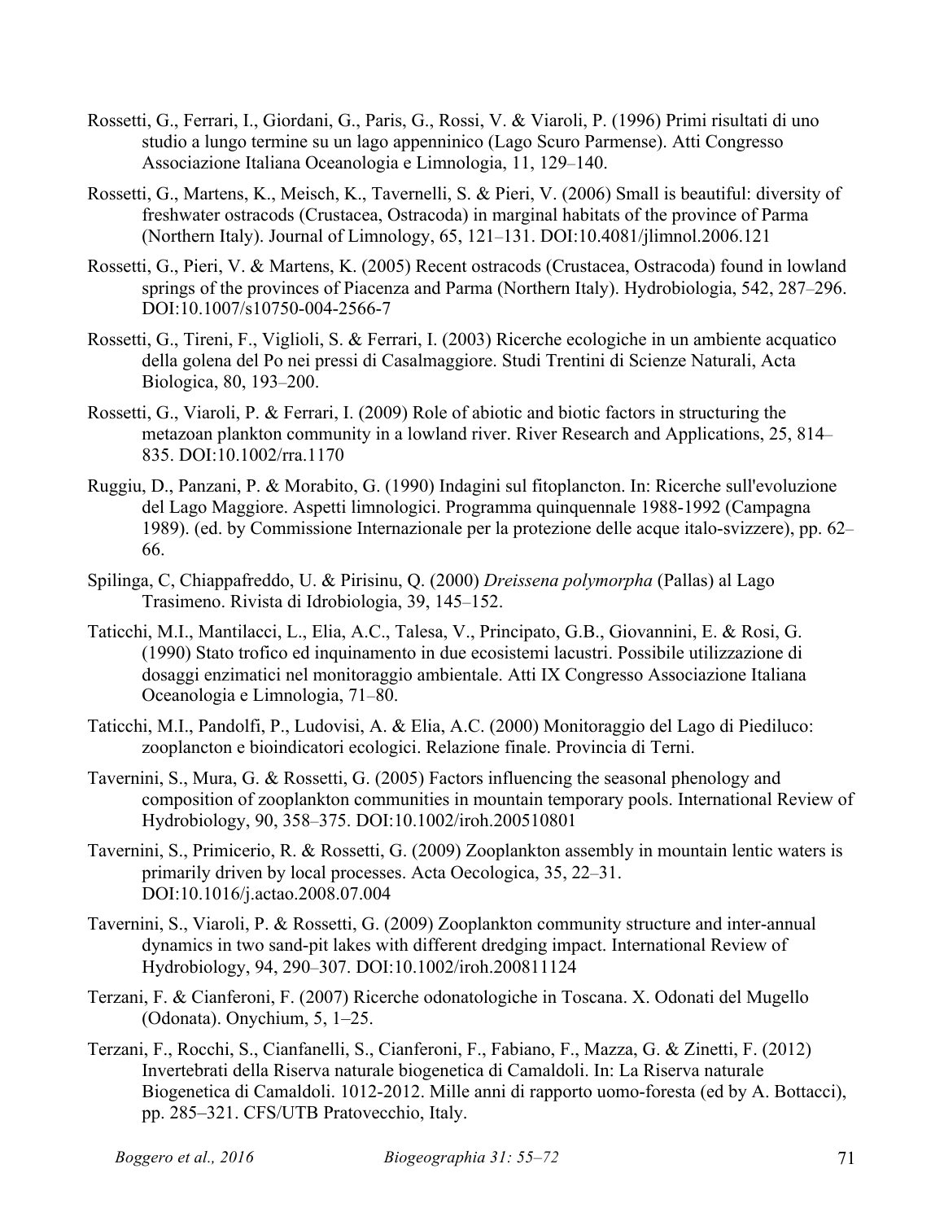Rossetti, G., Ferrari, I., Giordani, G., Paris, G., Rossi, V. & Viaroli, P. (1996) Primi risultati di uno studio a lungo termine su un lago appenninico (Lago Scuro Parmense). Atti Congresso Associazione Italiana Oceanologia e Limnologia, 11, 129–140.

Rossetti, G., Martens, K., Meisch, K., Tavernelli, S. & Pieri, V. (2006) Small is beautiful: diversity of freshwater ostracods (Crustacea, Ostracoda) in marginal habitats of the province of Parma (Northern Italy). Journal of Limnology, 65, 121–131. DOI:10.4081/jlimnol.2006.121

Rossetti, G., Pieri, V. & Martens, K. (2005) Recent ostracods (Crustacea, Ostracoda) found in lowland springs of the provinces of Piacenza and Parma (Northern Italy). Hydrobiologia, 542, 287–296. DOI:10.1007/s10750-004-2566-7

Rossetti, G., Tireni, F., Viglioli, S. & Ferrari, I. (2003) Ricerche ecologiche in un ambiente acquatico della golena del Po nei pressi di Casalmaggiore. Studi Trentini di Scienze Naturali, Acta Biologica, 80, 193–200.

Rossetti, G., Viaroli, P. & Ferrari, I. (2009) Role of abiotic and biotic factors in structuring the metazoan plankton community in a lowland river. River Research and Applications, 25, 814–835. DOI:10.1002/rra.1170

Ruggiu, D., Panzani, P. & Morabito, G. (1990) Indagini sul fitoplancton. In: Ricerche sull'evoluzione del Lago Maggiore. Aspetti limnologici. Programma quinquennale 1988-1992 (Campagna 1989). (ed. by Commissione Internazionale per la protezione delle acque italo-svizzere), pp. 62–66.

Spilinga, C, Chiappafreddo, U. & Pirisinu, Q. (2000) *Dreissena polymorpha* (Pallas) al Lago Trasimeno. Rivista di Idrobiologia, 39, 145–152.

Taticchi, M.I., Mantilacci, L., Elia, A.C., Talesa, V., Principato, G.B., Giovannini, E. & Rosi, G. (1990) Stato trofico ed inquinamento in due ecosistemi lacustri. Possibile utilizzazione di dosaggi enzimatici nel monitoraggio ambientale. Atti IX Congresso Associazione Italiana Oceanologia e Limnologia, 71–80.

Taticchi, M.I., Pandolfi, P., Ludovisi, A. & Elia, A.C. (2000) Monitoraggio del Lago di Piediluco: zooplancton e bioindicatori ecologici. Relazione finale. Provincia di Terni.

Tavernini, S., Mura, G. & Rossetti, G. (2005) Factors influencing the seasonal phenology and composition of zooplankton communities in mountain temporary pools. International Review of Hydrobiology, 90, 358–375. DOI:10.1002/iroh.200510801

Tavernini, S., Primicerio, R. & Rossetti, G. (2009) Zooplankton assembly in mountain lentic waters is primarily driven by local processes. Acta Oecologica, 35, 22–31. DOI:10.1016/j.actao.2008.07.004

Tavernini, S., Viaroli, P. & Rossetti, G. (2009) Zooplankton community structure and inter-annual dynamics in two sand-pit lakes with different dredging impact. International Review of Hydrobiology, 94, 290–307. DOI:10.1002/iroh.200811124

Terzani, F. & Cianferoni, F. (2007) Ricerche odonatologiche in Toscana. X. Odonati del Mugello (Odonata). Onychium, 5, 1–25.

Terzani, F., Rocchi, S., Cianfanelli, S., Cianferoni, F., Fabiano, F., Mazza, G. & Zinetti, F. (2012) Invertebrati della Riserva naturale biogenetica di Camaldoli. In: La Riserva naturale Biogenetica di Camaldoli. 1012-2012. Mille anni di rapporto uomo-foresta (ed by A. Bottacci), pp. 285–321. CFS/UTB Pratovecchio, Italy.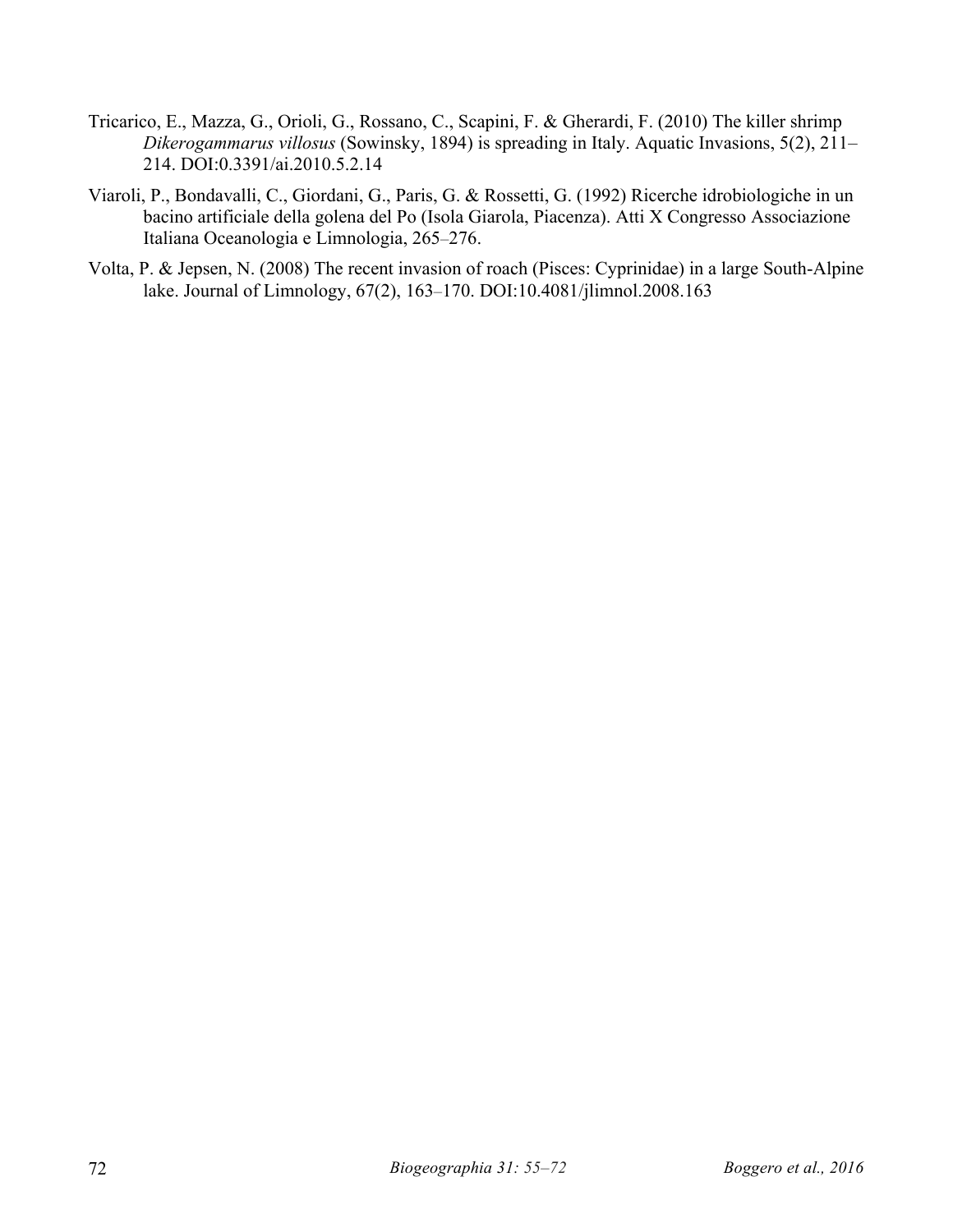Tricarico, E., Mazza, G., Orioli, G., Rossano, C., Scapini, F. & Gherardi, F. (2010) The killer shrimp *Dikerogammarus villosus* (Sowinsky, 1894) is spreading in Italy. Aquatic Invasions, 5(2), 211–214. DOI:0.3391/ai.2010.5.2.14

Viaroli, P., Bondavalli, C., Giordani, G., Paris, G. & Rossetti, G. (1992) Ricerche idrobiologiche in un bacino artificiale della golena del Po (Isola Giarola, Piacenza). Atti X Congresso Associazione Italiana Oceanologia e Limnologia, 265–276.

Volta, P. & Jepsen, N. (2008) The recent invasion of roach (Pisces: Cyprinidae) in a large South-Alpine lake. Journal of Limnology, 67(2), 163–170. DOI:10.4081/jlimnol.2008.163